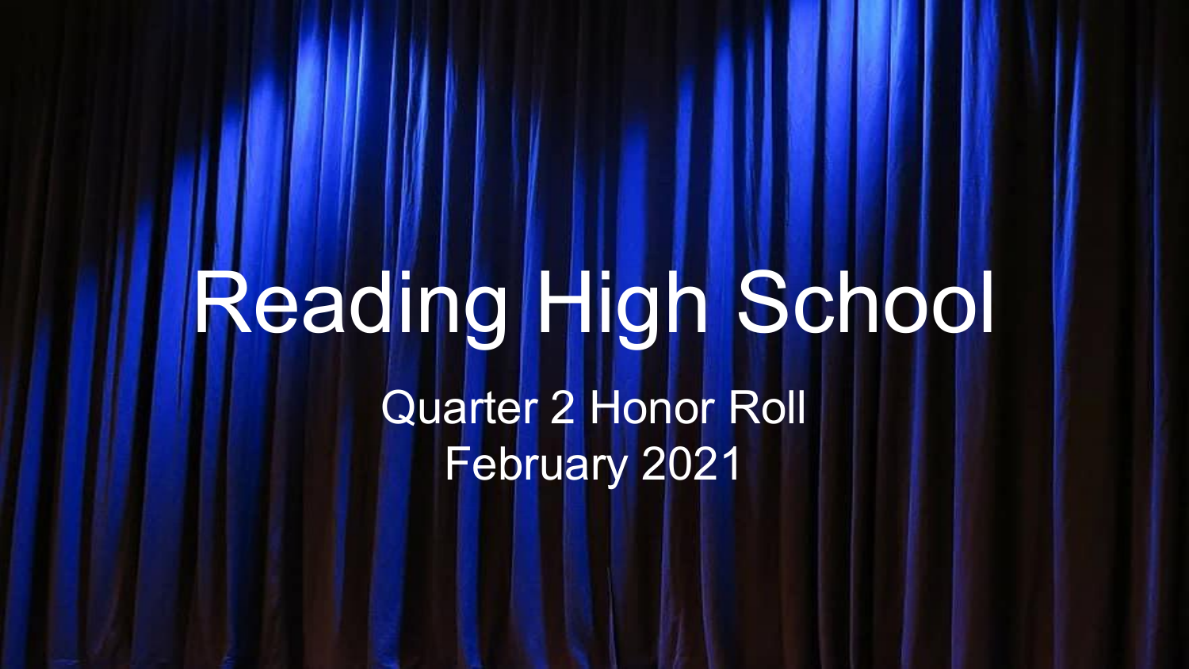# Reading High School

## Quarter 2 Honor Roll

February 2021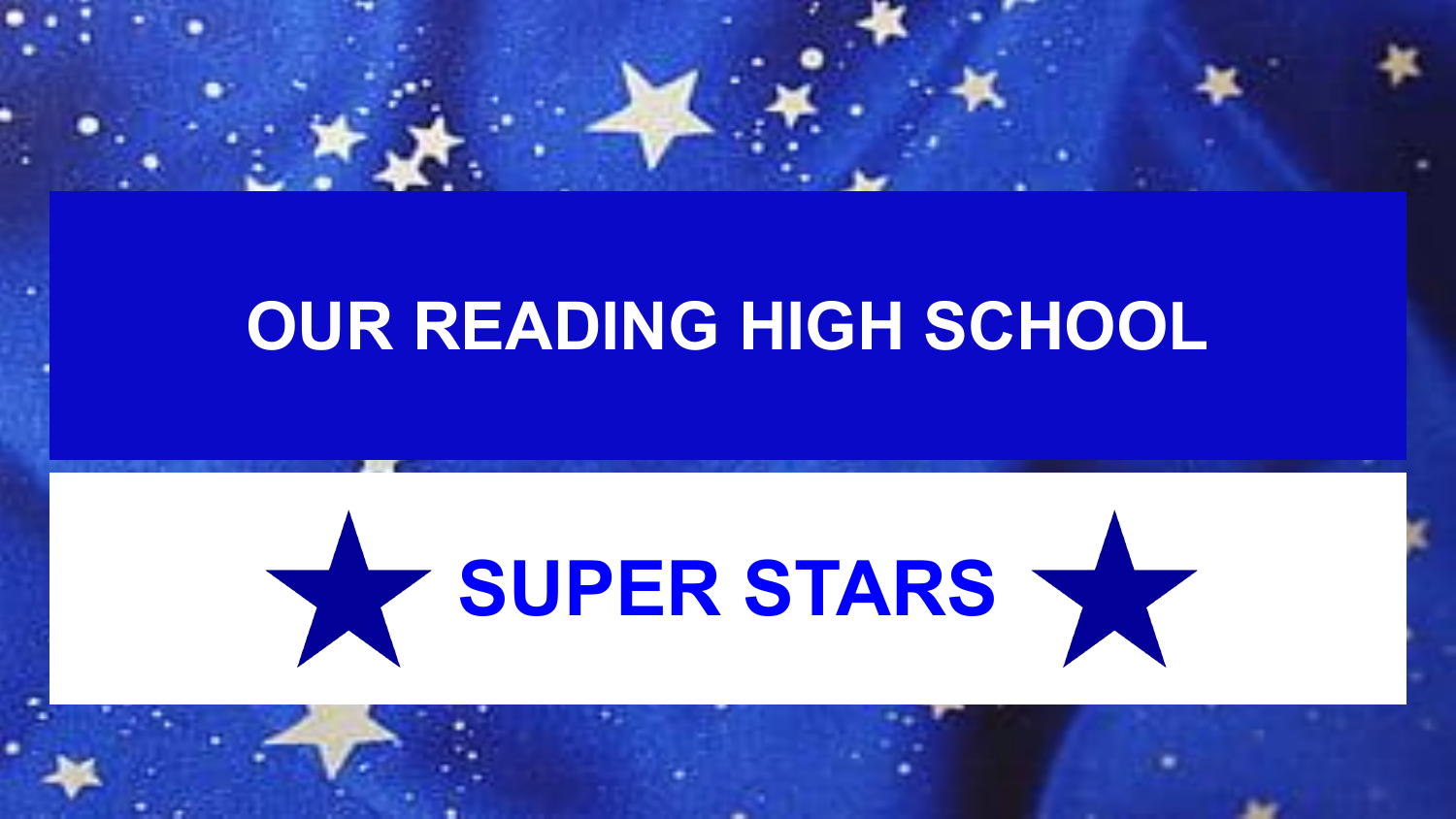# OUR READING HIGH SCHOOL

## ★ SUPER STARS ★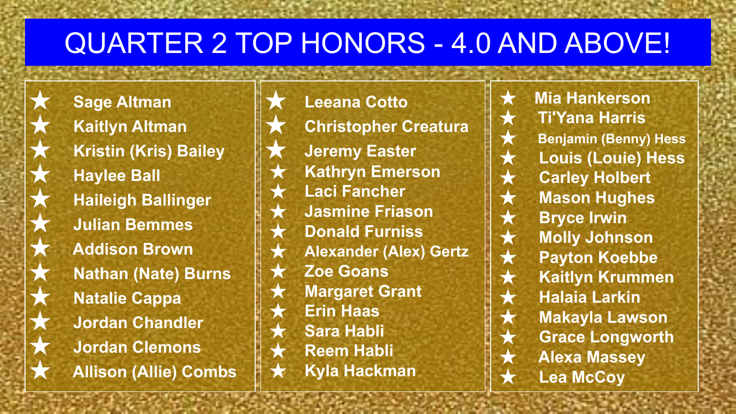# QUARTER 2 TOP HONORS - 4.0 AND ABOVE!

- ★ Sage Altman
- ★ Kaitlyn Altman
- ★ Kristin (Kris) Bailey
- ★ Haylee Ball
- ★ Haileigh Ballinger
- ★ Julian Bemmes
- ★ Addison Brown
- ★ Nathan (Nate) Burns
- ★ Natalie Cappa
- ★ Jordan Chandler
- ★ Jordan Clemons
- ★ Allison (Allie) Combs
- ★ Leeana Cotto
- ★ Christopher Creatura
- ★ Jeremy Easter
- ★ Kathryn Emerson
- ★ Laci Fancher
- ★ Jasmine Friason
- ★ Donald Furniss
- ★ Alexander (Alex) Gertz
- ★ Zoe Goans
- ★ Margaret Grant
- ★ Erin Haas
- ★ Sara Habli
- ★ Reem Habli
- ★ Kyla Hackman
- ★ Mia Hankerson
- ★ Ti'Yana Harris
- ★ Benjamin (Benny) Hess
- ★ Louis (Louie) Hess
- ★ Carley Holbert
- ★ Mason Hughes
- ★ Bryce Irwin
- ★ Molly Johnson
- ★ Payton Koebbe
- ★ Kaitlyn Krummen
- ★ Halaia Larkin
- ★ Makayla Lawson
- ★ Grace Longworth
- ★ Alexa Massey
- ★ Lea McCoy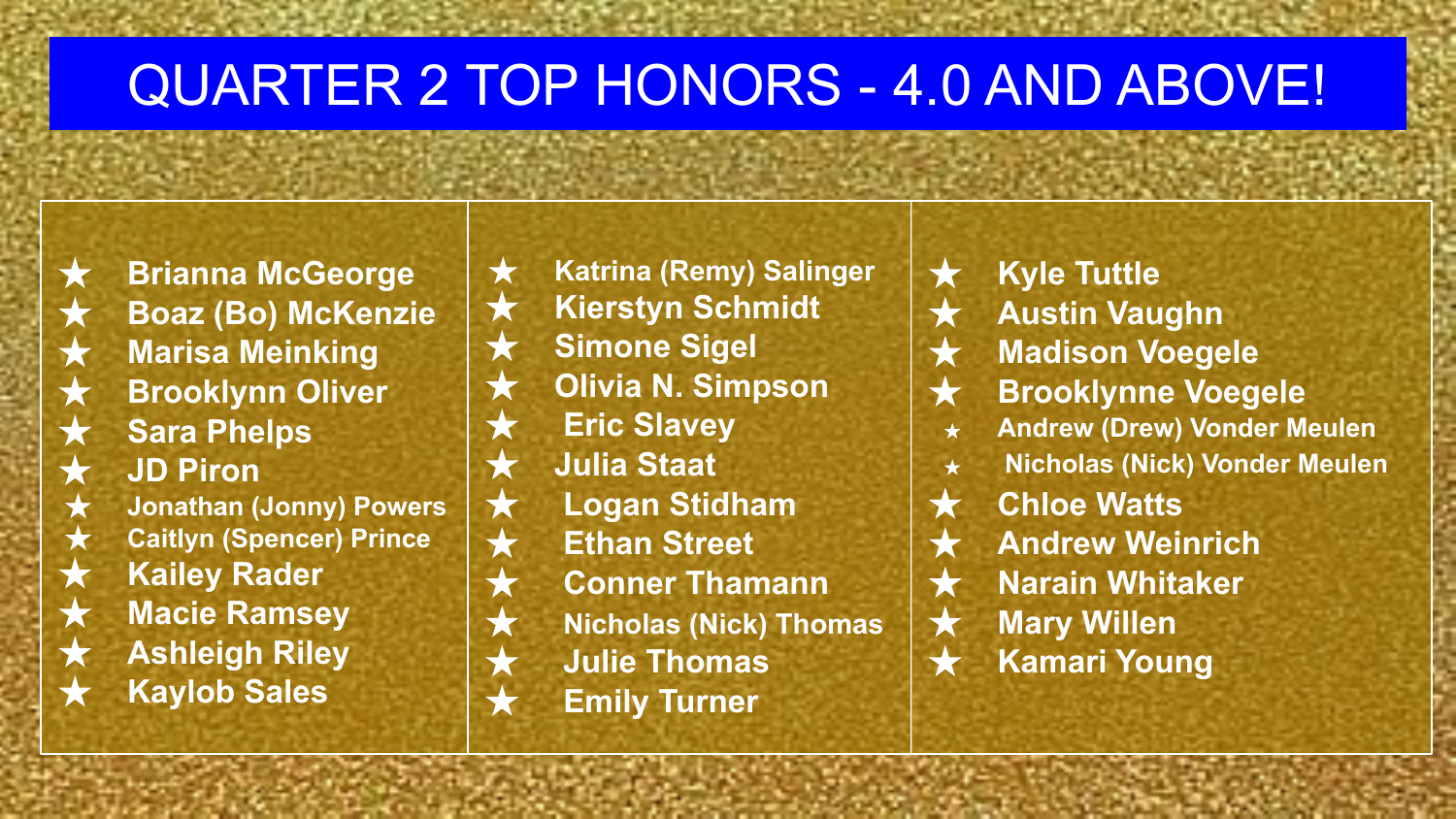# QUARTER 2 TOP HONORS - 4.0 AND ABOVE!

- ★ Brianna McGeorge
- ★ Boaz (Bo) McKenzie
- ★ Marisa Meinking
- ★ Brooklynn Oliver
- ★ Sara Phelps
- ★ JD Piron
- ★ Jonathan (Jonny) Powers
- ★ Caitlyn (Spencer) Prince
- ★ Kailey Rader
- ★ Macie Ramsey
- ★ Ashleigh Riley
- ★ Kaylob Sales
- ★ Katrina (Remy) Salinger
- ★ Kierstyn Schmidt
- ★ Simone Sigel
- ★ Olivia N. Simpson
- ★ Eric Slavey
- ★ Julia Staat
- ★ Logan Stidham
- ★ Ethan Street
- ★ Conner Thamann
- ★ Nicholas (Nick) Thomas
- ★ Julie Thomas
- ★ Emily Turner
- ★ Kyle Tuttle
- ★ Austin Vaughn
- ★ Madison Voegele
- ★ Brooklynne Voegele
- ★ Andrew (Drew) Vonder Meulen
- ★ Nicholas (Nick) Vonder Meulen
- ★ Chloe Watts
- ★ Andrew Weinrich
- ★ Narain Whitaker
- ★ Mary Willen
- ★ Kamari Young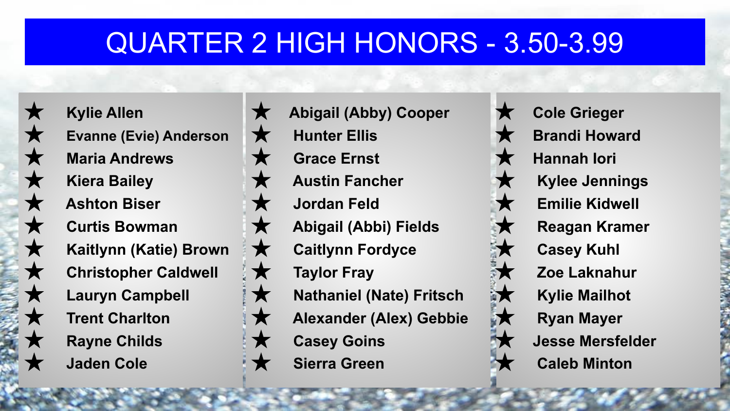# QUARTER 2 HIGH HONORS - 3.50-3.99

- ★ Kylie Allen
- ★ Evanne (Evie) Anderson
- ★ Maria Andrews
- ★ Kiera Bailey
- ★ Ashton Biser
- ★ Curtis Bowman
- ★ Kaitlynn (Katie) Brown
- ★ Christopher Caldwell
- ★ Lauryn Campbell
- ★ Trent Charlton
- ★ Rayne Childs
- ★ Jaden Cole
- ★ Abigail (Abby) Cooper
- ★ Hunter Ellis
- ★ Grace Ernst
- ★ Austin Fancher
- ★ Jordan Feld
- ★ Abigail (Abbi) Fields
- ★ Caitlynn Fordyce
- ★ Taylor Fray
- ★ Nathaniel (Nate) Fritsch
- ★ Alexander (Alex) Gebbie
- ★ Casey Goins
- ★ Sierra Green
- ★ Cole Grieger
- ★ Brandi Howard
- ★ Hannah Iori
- ★ Kylee Jennings
- ★ Emilie Kidwell
- ★ Reagan Kramer
- ★ Casey Kuhl
- ★ Zoe Laknahur
- ★ Kylie Mailhot
- ★ Ryan Mayer
- ★ Jesse Mersfelder
- ★ Caleb Minton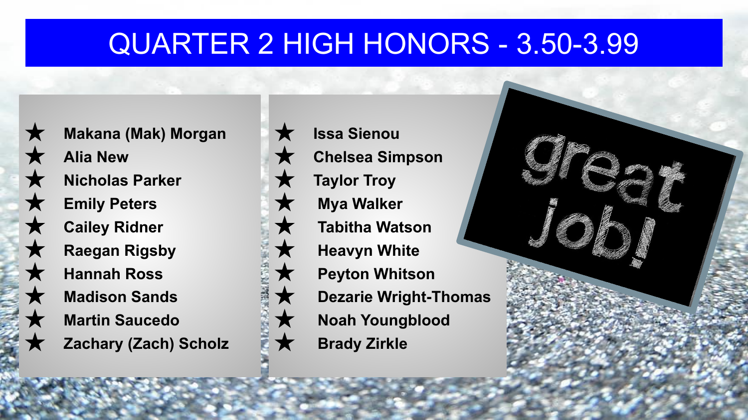# QUARTER 2 HIGH HONORS - 3.50-3.99

- Makana (Mak) Morgan
- Alia New
- Nicholas Parker
- Emily Peters
- Cailey Ridner
- Raegan Rigsby
- Hannah Ross
- Madison Sands
- Martin Saucedo
- Zachary (Zach) Scholz
- Issa Sienou
- Chelsea Simpson
- Taylor Troy
- Mya Walker
- Tabitha Watson
- Heavyn White
- Peyton Whitson
- Dezarie Wright-Thomas
- Noah Youngblood
- Brady Zirkle

great job!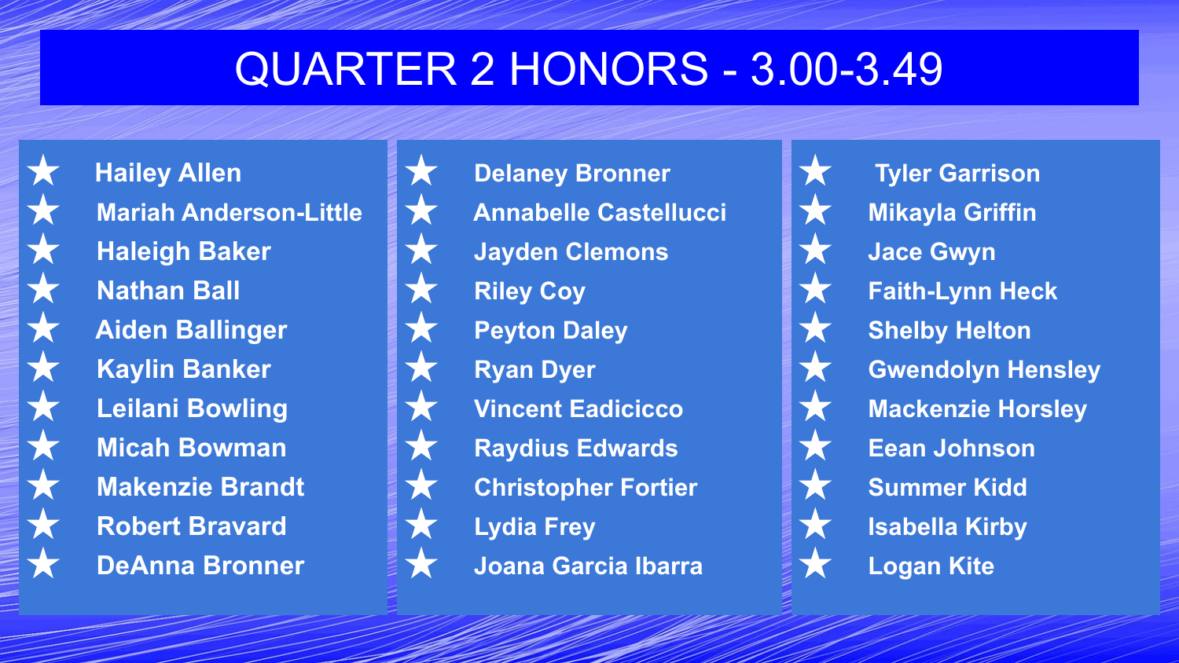# QUARTER 2 HONORS - 3.00-3.49

- ★ Hailey Allen
- ★ Mariah Anderson-Little
- ★ Haleigh Baker
- ★ Nathan Ball
- ★ Aiden Ballinger
- ★ Kaylin Banker
- ★ Leilani Bowling
- ★ Micah Bowman
- ★ Makenzie Brandt
- ★ Robert Bravard
- ★ DeAnna Bronner
- ★ Delaney Bronner
- ★ Annabelle Castellucci
- ★ Jayden Clemons
- ★ Riley Coy
- ★ Peyton Daley
- ★ Ryan Dyer
- ★ Vincent Eadicicco
- ★ Raydius Edwards
- ★ Christopher Fortier
- ★ Lydia Frey
- ★ Joana Garcia Ibarra
- ★ Tyler Garrison
- ★ Mikayla Griffin
- ★ Jace Gwyn
- ★ Faith-Lynn Heck
- ★ Shelby Helton
- ★ Gwendolyn Hensley
- ★ Mackenzie Horsley
- ★ Eean Johnson
- ★ Summer Kidd
- ★ Isabella Kirby
- ★ Logan Kite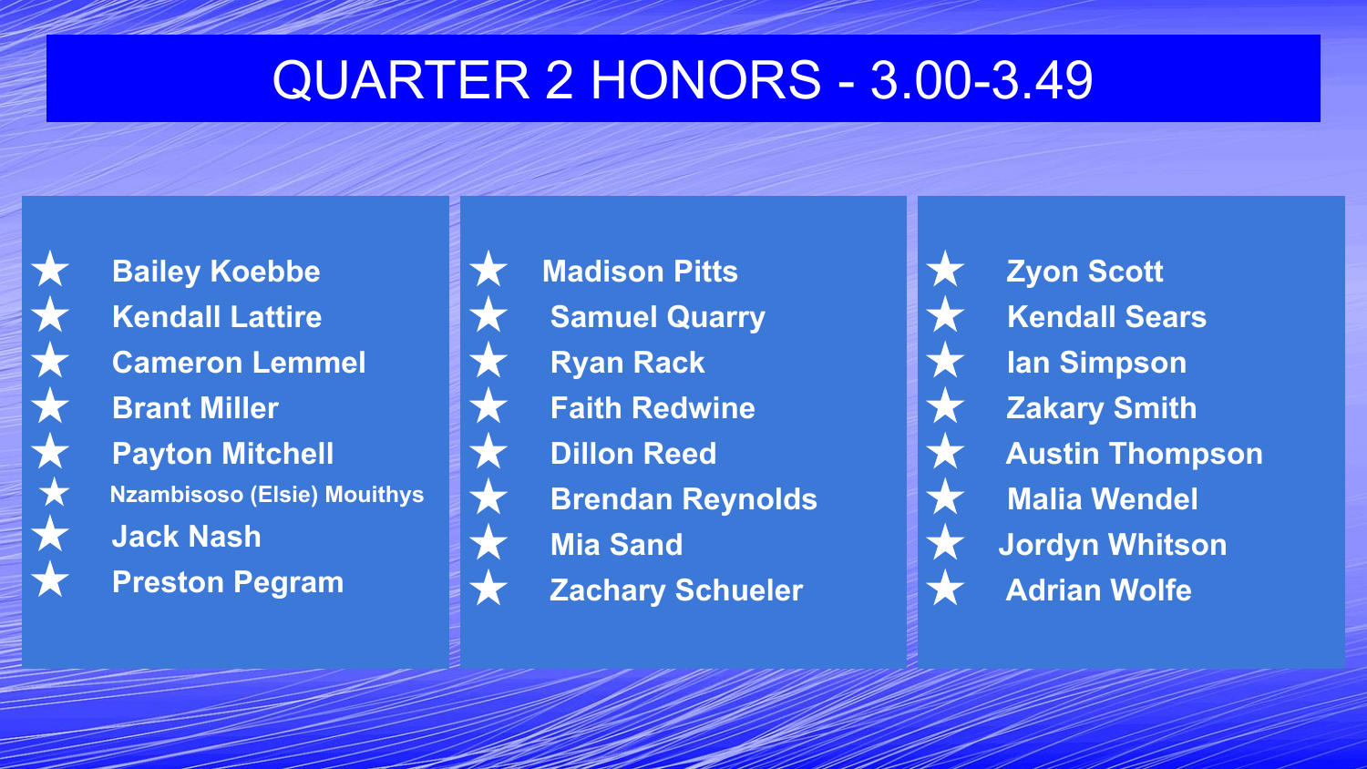# QUARTER 2 HONORS - 3.00-3.49

- ★ Bailey Koebbe
- ★ Kendall Lattire
- ★ Cameron Lemmel
- ★ Brant Miller
- ★ Payton Mitchell
- ★ Nzambisoso (Elsie) Mouithys
- ★ Jack Nash
- ★ Preston Pegram
- ★ Madison Pitts
- ★ Samuel Quarry
- ★ Ryan Rack
- ★ Faith Redwine
- ★ Dillon Reed
- ★ Brendan Reynolds
- ★ Mia Sand
- ★ Zachary Schueler
- ★ Zyon Scott
- ★ Kendall Sears
- ★ Ian Simpson
- ★ Zakary Smith
- ★ Austin Thompson
- ★ Malia Wendel
- ★ Jordyn Whitson
- ★ Adrian Wolfe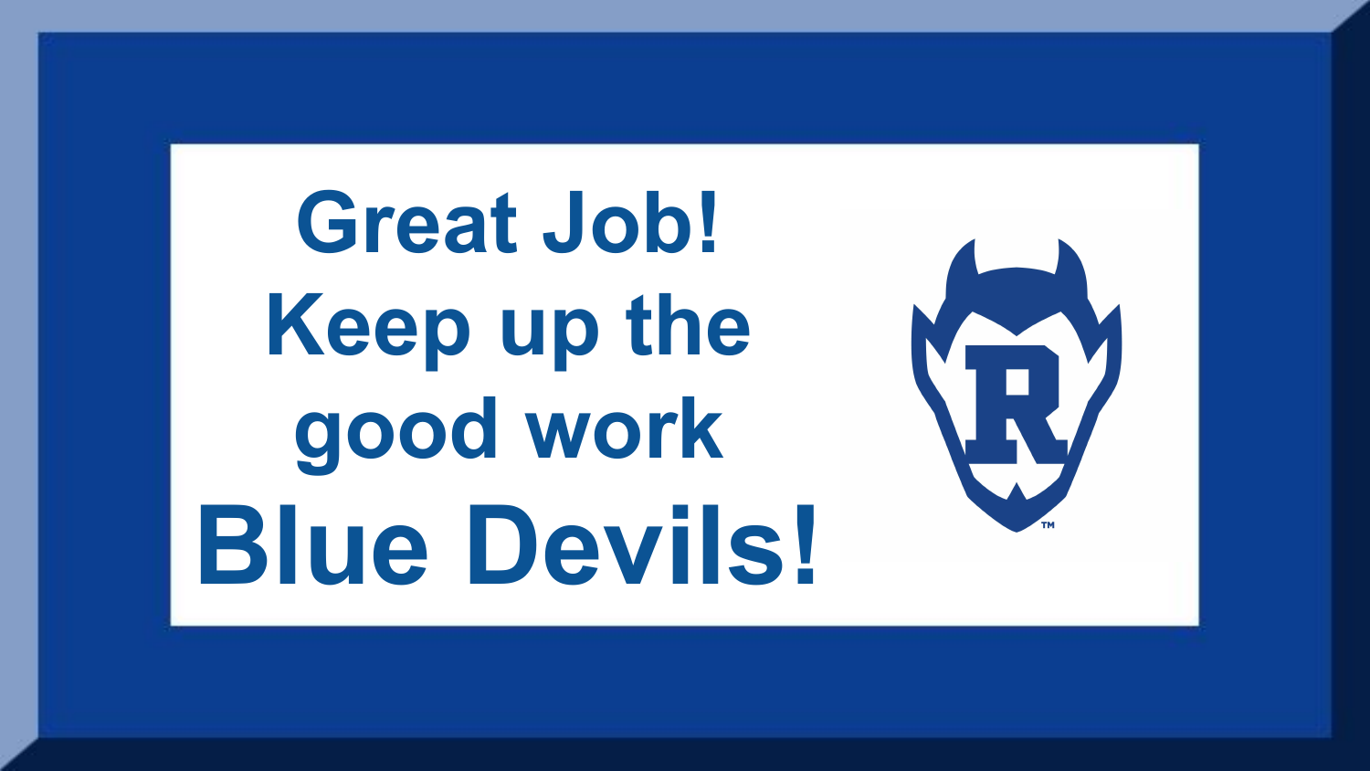Great Job!
Keep up the
good work
Blue Devils!